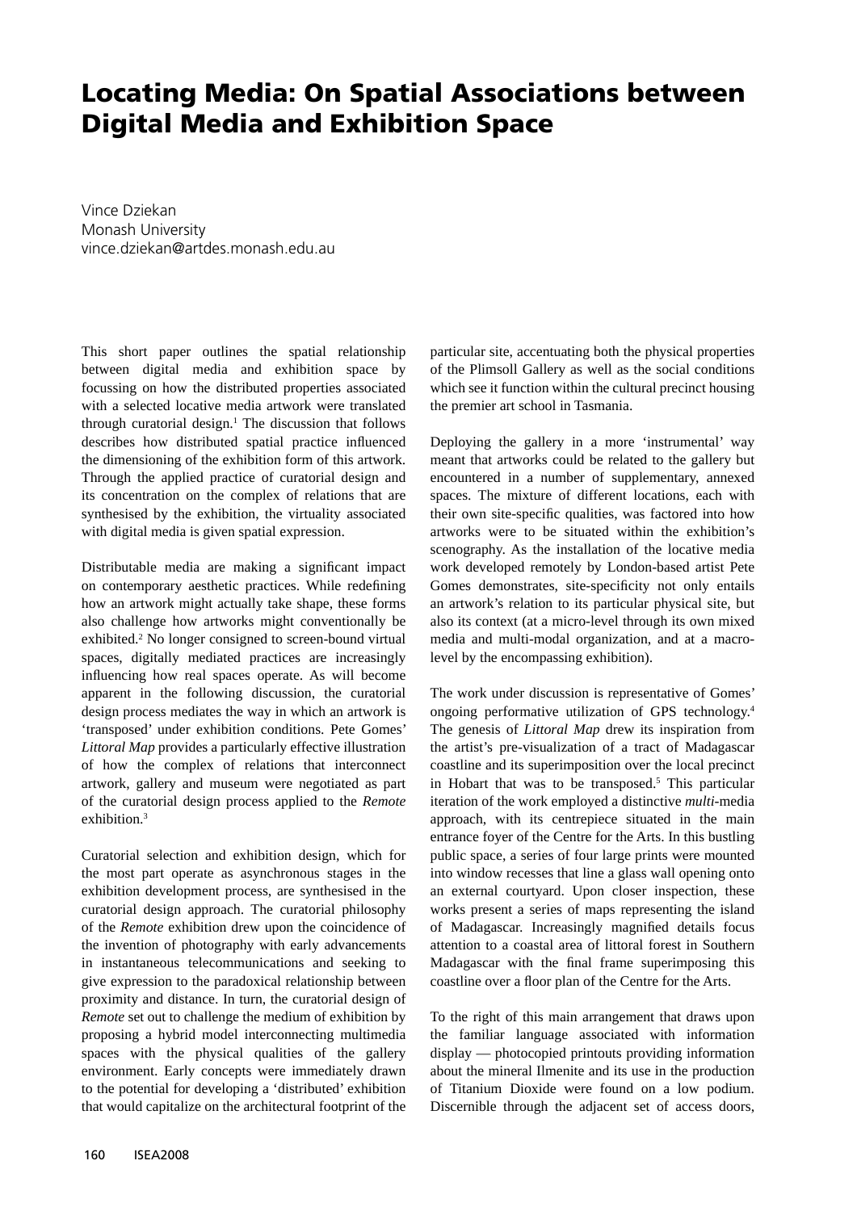# Locating Media: On Spatial Associations between Digital Media and Exhibition Space

Vince Dziekan
Monash University
vince.dziekan@artdes.monash.edu.au

This short paper outlines the spatial relationship between digital media and exhibition space by focussing on how the distributed properties associated with a selected locative media artwork were translated through curatorial design.[1] The discussion that follows describes how distributed spatial practice influenced the dimensioning of the exhibition form of this artwork. Through the applied practice of curatorial design and its concentration on the complex of relations that are synthesised by the exhibition, the virtuality associated with digital media is given spatial expression.

Distributable media are making a significant impact on contemporary aesthetic practices. While redefining how an artwork might actually take shape, these forms also challenge how artworks might conventionally be exhibited.[2] No longer consigned to screen-bound virtual spaces, digitally mediated practices are increasingly influencing how real spaces operate. As will become apparent in the following discussion, the curatorial design process mediates the way in which an artwork is 'transposed' under exhibition conditions. Pete Gomes' *Littoral Map* provides a particularly effective illustration of how the complex of relations that interconnect artwork, gallery and museum were negotiated as part of the curatorial design process applied to the *Remote* exhibition.[3]

Curatorial selection and exhibition design, which for the most part operate as asynchronous stages in the exhibition development process, are synthesised in the curatorial design approach. The curatorial philosophy of the *Remote* exhibition drew upon the coincidence of the invention of photography with early advancements in instantaneous telecommunications and seeking to give expression to the paradoxical relationship between proximity and distance. In turn, the curatorial design of *Remote* set out to challenge the medium of exhibition by proposing a hybrid model interconnecting multimedia spaces with the physical qualities of the gallery environment. Early concepts were immediately drawn to the potential for developing a 'distributed' exhibition that would capitalize on the architectural footprint of the particular site, accentuating both the physical properties of the Plimsoll Gallery as well as the social conditions which see it function within the cultural precinct housing the premier art school in Tasmania.

Deploying the gallery in a more 'instrumental' way meant that artworks could be related to the gallery but encountered in a number of supplementary, annexed spaces. The mixture of different locations, each with their own site-specific qualities, was factored into how artworks were to be situated within the exhibition's scenography. As the installation of the locative media work developed remotely by London-based artist Pete Gomes demonstrates, site-specificity not only entails an artwork's relation to its particular physical site, but also its context (at a micro-level through its own mixed media and multi-modal organization, and at a macro-level by the encompassing exhibition).

The work under discussion is representative of Gomes' ongoing performative utilization of GPS technology.[4] The genesis of *Littoral Map* drew its inspiration from the artist's pre-visualization of a tract of Madagascar coastline and its superimposition over the local precinct in Hobart that was to be transposed.[5] This particular iteration of the work employed a distinctive *multi*-media approach, with its centrepiece situated in the main entrance foyer of the Centre for the Arts. In this bustling public space, a series of four large prints were mounted into window recesses that line a glass wall opening onto an external courtyard. Upon closer inspection, these works present a series of maps representing the island of Madagascar. Increasingly magnified details focus attention to a coastal area of littoral forest in Southern Madagascar with the final frame superimposing this coastline over a floor plan of the Centre for the Arts.

To the right of this main arrangement that draws upon the familiar language associated with information display — photocopied printouts providing information about the mineral Ilmenite and its use in the production of Titanium Dioxide were found on a low podium. Discernible through the adjacent set of access doors,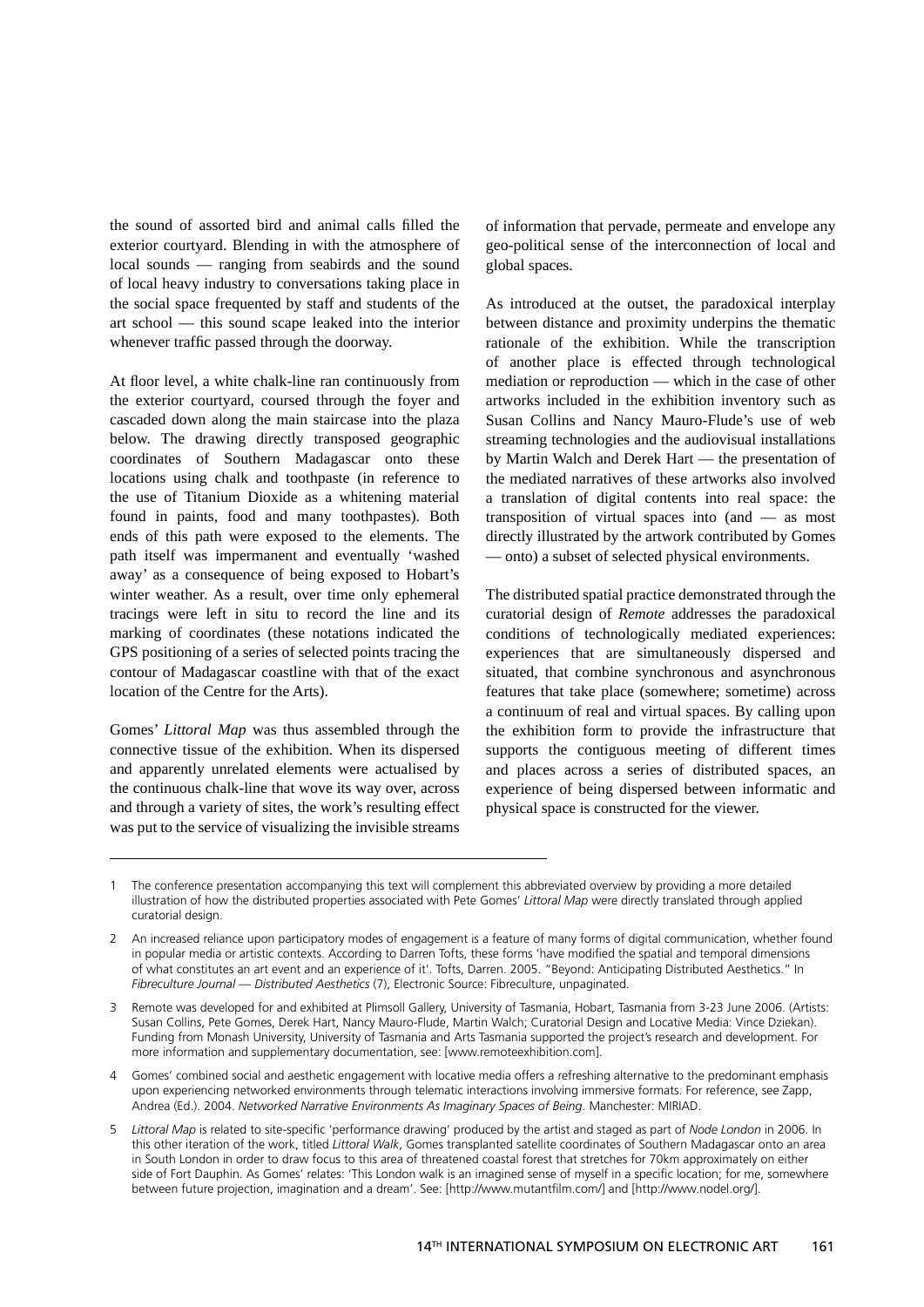the sound of assorted bird and animal calls filled the exterior courtyard. Blending in with the atmosphere of local sounds — ranging from seabirds and the sound of local heavy industry to conversations taking place in the social space frequented by staff and students of the art school — this sound scape leaked into the interior whenever traffic passed through the doorway.

At floor level, a white chalk-line ran continuously from the exterior courtyard, coursed through the foyer and cascaded down along the main staircase into the plaza below. The drawing directly transposed geographic coordinates of Southern Madagascar onto these locations using chalk and toothpaste (in reference to the use of Titanium Dioxide as a whitening material found in paints, food and many toothpastes). Both ends of this path were exposed to the elements. The path itself was impermanent and eventually 'washed away' as a consequence of being exposed to Hobart's winter weather. As a result, over time only ephemeral tracings were left in situ to record the line and its marking of coordinates (these notations indicated the GPS positioning of a series of selected points tracing the contour of Madagascar coastline with that of the exact location of the Centre for the Arts).

Gomes' *Littoral Map* was thus assembled through the connective tissue of the exhibition. When its dispersed and apparently unrelated elements were actualised by the continuous chalk-line that wove its way over, across and through a variety of sites, the work's resulting effect was put to the service of visualizing the invisible streams of information that pervade, permeate and envelope any geo-political sense of the interconnection of local and global spaces.

As introduced at the outset, the paradoxical interplay between distance and proximity underpins the thematic rationale of the exhibition. While the transcription of another place is effected through technological mediation or reproduction — which in the case of other artworks included in the exhibition inventory such as Susan Collins and Nancy Mauro-Flude's use of web streaming technologies and the audiovisual installations by Martin Walch and Derek Hart — the presentation of the mediated narratives of these artworks also involved a translation of digital contents into real space: the transposition of virtual spaces into (and — as most directly illustrated by the artwork contributed by Gomes — onto) a subset of selected physical environments.

The distributed spatial practice demonstrated through the curatorial design of *Remote* addresses the paradoxical conditions of technologically mediated experiences: experiences that are simultaneously dispersed and situated, that combine synchronous and asynchronous features that take place (somewhere; sometime) across a continuum of real and virtual spaces. By calling upon the exhibition form to provide the infrastructure that supports the contiguous meeting of different times and places across a series of distributed spaces, an experience of being dispersed between informatic and physical space is constructed for the viewer.

---

1 The conference presentation accompanying this text will complement this abbreviated overview by providing a more detailed illustration of how the distributed properties associated with Pete Gomes' *Littoral Map* were directly translated through applied curatorial design.

2 An increased reliance upon participatory modes of engagement is a feature of many forms of digital communication, whether found in popular media or artistic contexts. According to Darren Tofts, these forms 'have modified the spatial and temporal dimensions of what constitutes an art event and an experience of it'. Tofts, Darren. 2005. "Beyond: Anticipating Distributed Aesthetics." In *Fibreculture Journal — Distributed Aesthetics* (7), Electronic Source: Fibreculture, unpaginated.

3 Remote was developed for and exhibited at Plimsoll Gallery, University of Tasmania, Hobart, Tasmania from 3-23 June 2006. (Artists: Susan Collins, Pete Gomes, Derek Hart, Nancy Mauro-Flude, Martin Walch; Curatorial Design and Locative Media: Vince Dziekan). Funding from Monash University, University of Tasmania and Arts Tasmania supported the project's research and development. For more information and supplementary documentation, see: [www.remoteexhibition.com].

4 Gomes' combined social and aesthetic engagement with locative media offers a refreshing alternative to the predominant emphasis upon experiencing networked environments through telematic interactions involving immersive formats. For reference, see Zapp, Andrea (Ed.). 2004. *Networked Narrative Environments As Imaginary Spaces of Being*. Manchester: MIRIAD.

5 *Littoral Map* is related to site-specific 'performance drawing' produced by the artist and staged as part of *Node London* in 2006. In this other iteration of the work, titled *Littoral Walk*, Gomes transplanted satellite coordinates of Southern Madagascar onto an area in South London in order to draw focus to this area of threatened coastal forest that stretches for 70km approximately on either side of Fort Dauphin. As Gomes' relates: 'This London walk is an imagined sense of myself in a specific location; for me, somewhere between future projection, imagination and a dream'. See: [http://www.mutantfilm.com/] and [http://www.nodel.org/].